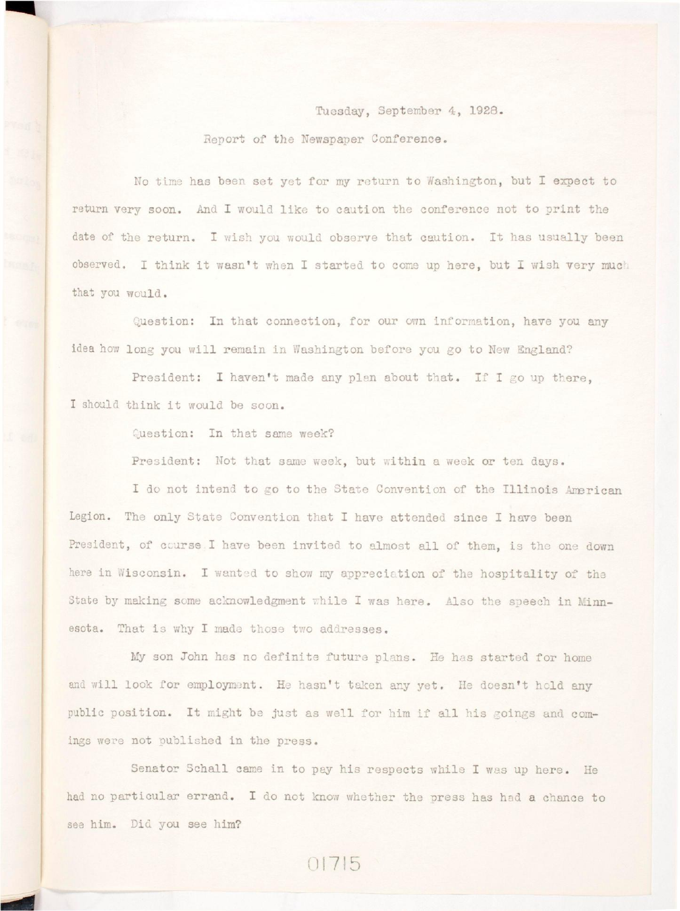Tuesday, September 4, 1928.

Report of the Newspaper Conference.

No time has been set yet for my return to Washington, but I expect to return very soon. And I would like to caution the conference not to print the date of the return. I wish you would observe that caution. It has usually been observed. I think it wasn't when I started to come up here, but I wish very much that you would.

Question: In that connection, for our own information, have you any idea how long you will remain in Washington before you go to New England?

President: I haven't made any plan about that. If I go up there, I should think it would be soon.

Question: In that same week?

President: Not that same week, but within a week or ten days.

I do not intend to go to the State Convention of the Illinois American Legion. The only State Convention that I have attended since I have been President, of course I have been invited to almost all of them, is the one down here in Wisconsin. I wanted to show my appreciation of the hospitality of the State by making some acknowledgment while I was here. Also the speech in Minnesota. That is why I made those two addresses.

My son John has no definite future plans. He has started for home and will look for employment. He hasn't taken any yet. He doesn't hold any public position. It might be just as well for him if all his goings and comings were not published in the press.

Senator Schall came in to pay his respects while I was up here. He had no particular errand. I do not know whether the press has had a chance to see him. Did you see him?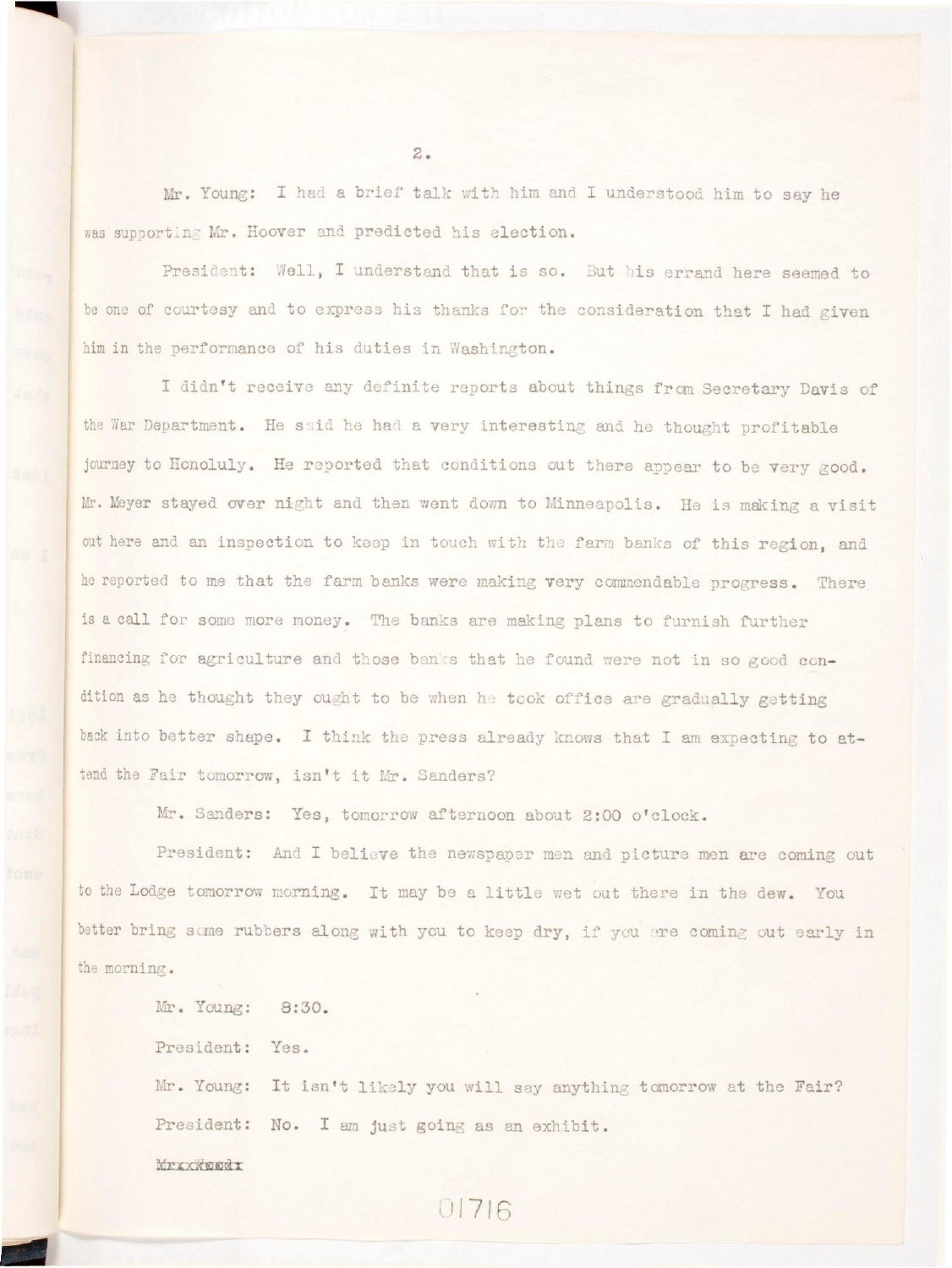Mr. Young: I had a brief talk with him and I understood him to say he was supporting Mr. Hoover and predicted his election.

President: Well, I understand that is so. But his errand here seemed to be one of courtesy and to express his thanks for the consideration that I had given him in the performance of his duties in Washington.

I didn't receive any definite reports about things from Secretary Davis of the War Department. He said he had a very interesting and he thought profitable journey to Honoluly. He reported that conditions out there appear to be very good. Mr. Meyer stayed over night and then went down to Minneapolis. He is making a visit out here and an inspection to keep in touch with the farm banks of this region, and he reported to me that the farm banks were making very commendable progress. There is a call for some more money. The banks are making plans to furnish further financing for agriculture and those banks that he found were not in so good condition as he thought they ought to be when he took office are gradually getting back into better shape. I think the press already knows that I am expecting to attend the Fair tomorrow, isn't it Mr. Sanders?

Mr. Sanders: Yes, tomorrow afternoon about 2:00 o'clock.

President: And I believe the newspaper men and picture men are coming out to the Lodge tomorrow morning. It may be a little wet out there in the dew. You better bring some rubbers along with you to keep dry, if you are coming out early in the morning.

Mr. Young: 8:30.

President: Yes.

Mr. Young: It isn't likely you will say anything tomorrow at the Fair?

President: No. I am just going as an exhibit.

~~Mr. Young:~~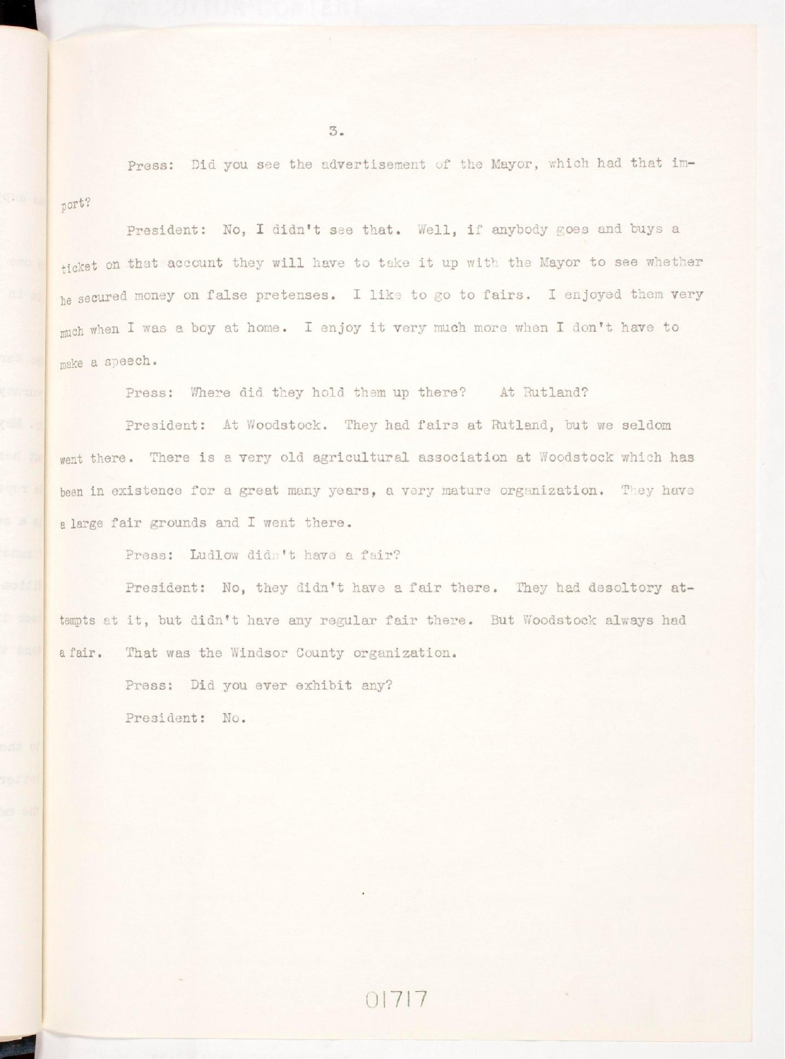Press: Did you see the advertisement of the Mayor, which had that import?

President: No, I didn't see that. Well, if anybody goes and buys a ticket on that account they will have to take it up with the Mayor to see whether he secured money on false pretenses. I like to go to fairs. I enjoyed them very much when I was a boy at home. I enjoy it very much more when I don't have to make a speech.

Press: Where did they hold them up there? At Rutland?

President: At Woodstock. They had fairs at Rutland, but we seldom went there. There is a very old agricultural association at Woodstock which has been in existence for a great many years, a very mature organization. They have a large fair grounds and I went there.

Press: Ludlow didn't have a fair?

President: No, they didn't have a fair there. They had desoltory attempts at it, but didn't have any regular fair there. But Woodstock always had a fair. That was the Windsor County organization.

Press: Did you ever exhibit any?

President: No.

01717